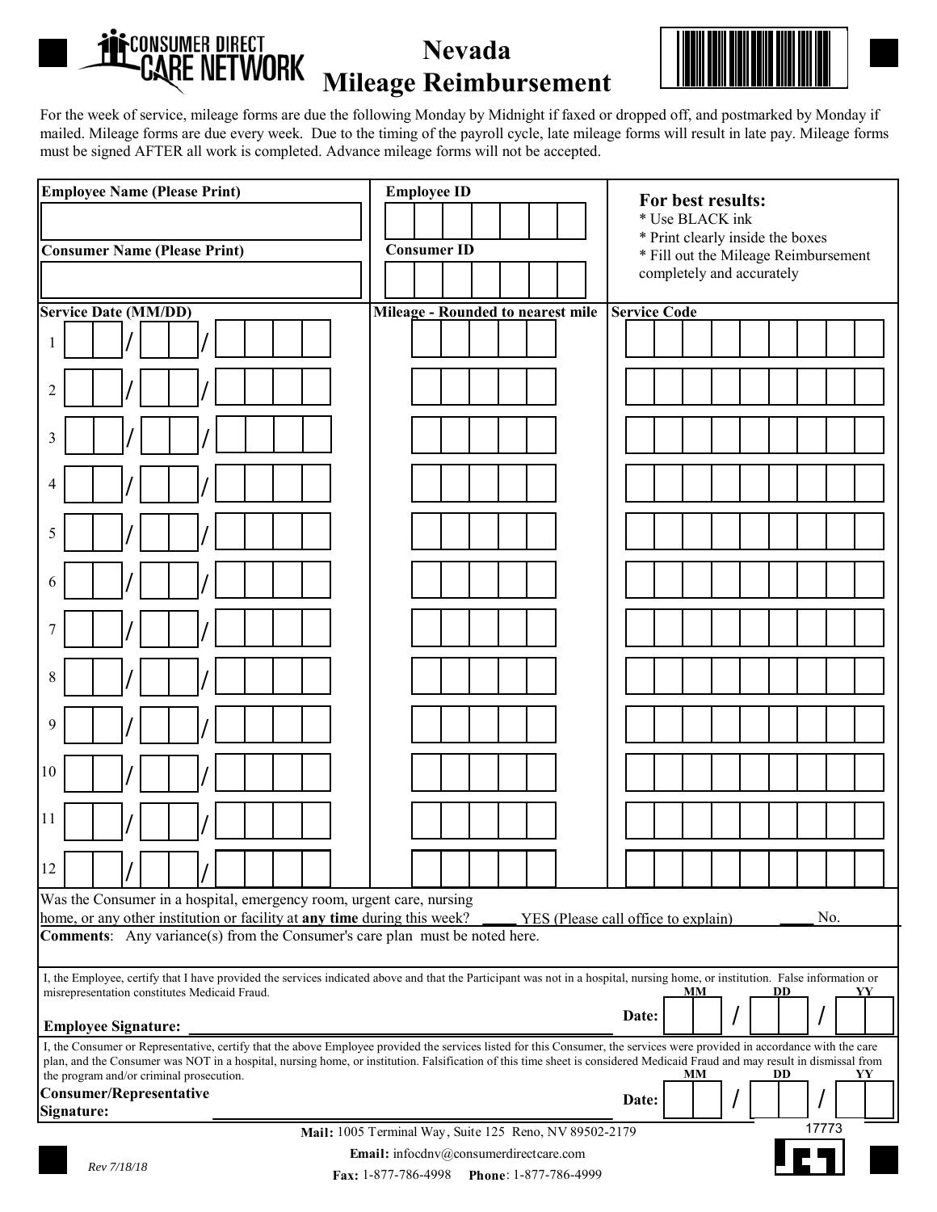# Nevada Mileage Reimbursement

CONSUMER DIRECT CARE NETWORK

For the week of service, mileage forms are due the following Monday by Midnight if faxed or dropped off, and postmarked by Monday if mailed. Mileage forms are due every week. Due to the timing of the payroll cycle, late mileage forms will result in late pay. Mileage forms must be signed AFTER all work is completed. Advance mileage forms will not be accepted.

| **Employee Name (Please Print)** | **Employee ID** | **For best results:** |
|---|---|---|
| | | * Use BLACK ink |
| **Consumer Name (Please Print)** | **Consumer ID** | * Print clearly inside the boxes |
| | | * Fill out the Mileage Reimbursement completely and accurately |

| | Service Date (MM/DD) | Mileage - Rounded to nearest mile | Service Code |
|---|---|---|---|
| 1 | / / | | |
| 2 | / / | | |
| 3 | / / | | |
| 4 | / / | | |
| 5 | / / | | |
| 6 | / / | | |
| 7 | / / | | |
| 8 | / / | | |
| 9 | / / | | |
| 10 | / / | | |
| 11 | / / | | |
| 12 | / / | | |

Was the Consumer in a hospital, emergency room, urgent care, nursing home, or any other institution or facility at **any time** during this week? ____ YES (Please call office to explain) ____ No.

**Comments**: Any variance(s) from the Consumer's care plan must be noted here.

I, the Employee, certify that I have provided the services indicated above and that the Participant was not in a hospital, nursing home, or institution. False information or misrepresentation constitutes Medicaid Fraud.

**Employee Signature:** ______________________ Date: MM / DD / YY

I, the Consumer or Representative, certify that the above Employee provided the services listed for this Consumer, the services were provided in accordance with the care plan, and the Consumer was NOT in a hospital, nursing home, or institution. Falsification of this time sheet is considered Medicaid Fraud and may result in dismissal from the program and/or criminal prosecution.

**Consumer/Representative Signature:** ______________________ Date: MM / DD / YY

**Mail:** 1005 Terminal Way, Suite 125 Reno, NV 89502-2179

**Email:** infocdnv@consumerdirectcare.com

**Fax:** 1-877-786-4998 **Phone**: 1-877-786-4999

17773

Rev 7/18/18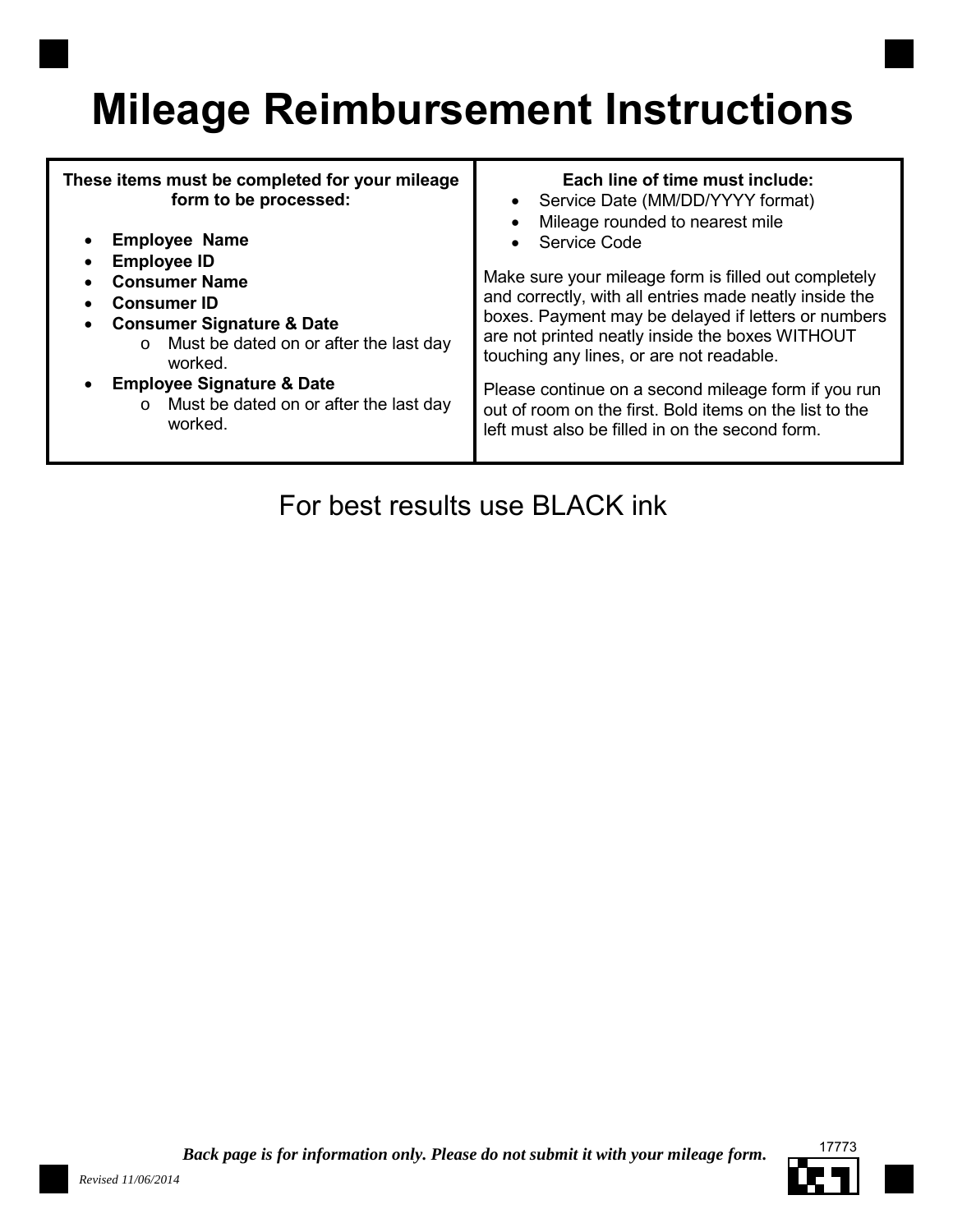# Mileage Reimbursement Instructions

**These items must be completed for your mileage form to be processed:**

- **Employee Name**
- **Employee ID**
- **Consumer Name**
- **Consumer ID**
- **Consumer Signature & Date**
  - Must be dated on or after the last day worked.
- **Employee Signature & Date**
  - Must be dated on or after the last day worked.

**Each line of time must include:**

- Service Date (MM/DD/YYYY format)
- Mileage rounded to nearest mile
- Service Code

Make sure your mileage form is filled out completely and correctly, with all entries made neatly inside the boxes. Payment may be delayed if letters or numbers are not printed neatly inside the boxes WITHOUT touching any lines, or are not readable.

Please continue on a second mileage form if you run out of room on the first. Bold items on the list to the left must also be filled in on the second form.

For best results use BLACK ink

***Back page is for information only. Please do not submit it with your mileage form.***

17773

*Revised 11/06/2014*